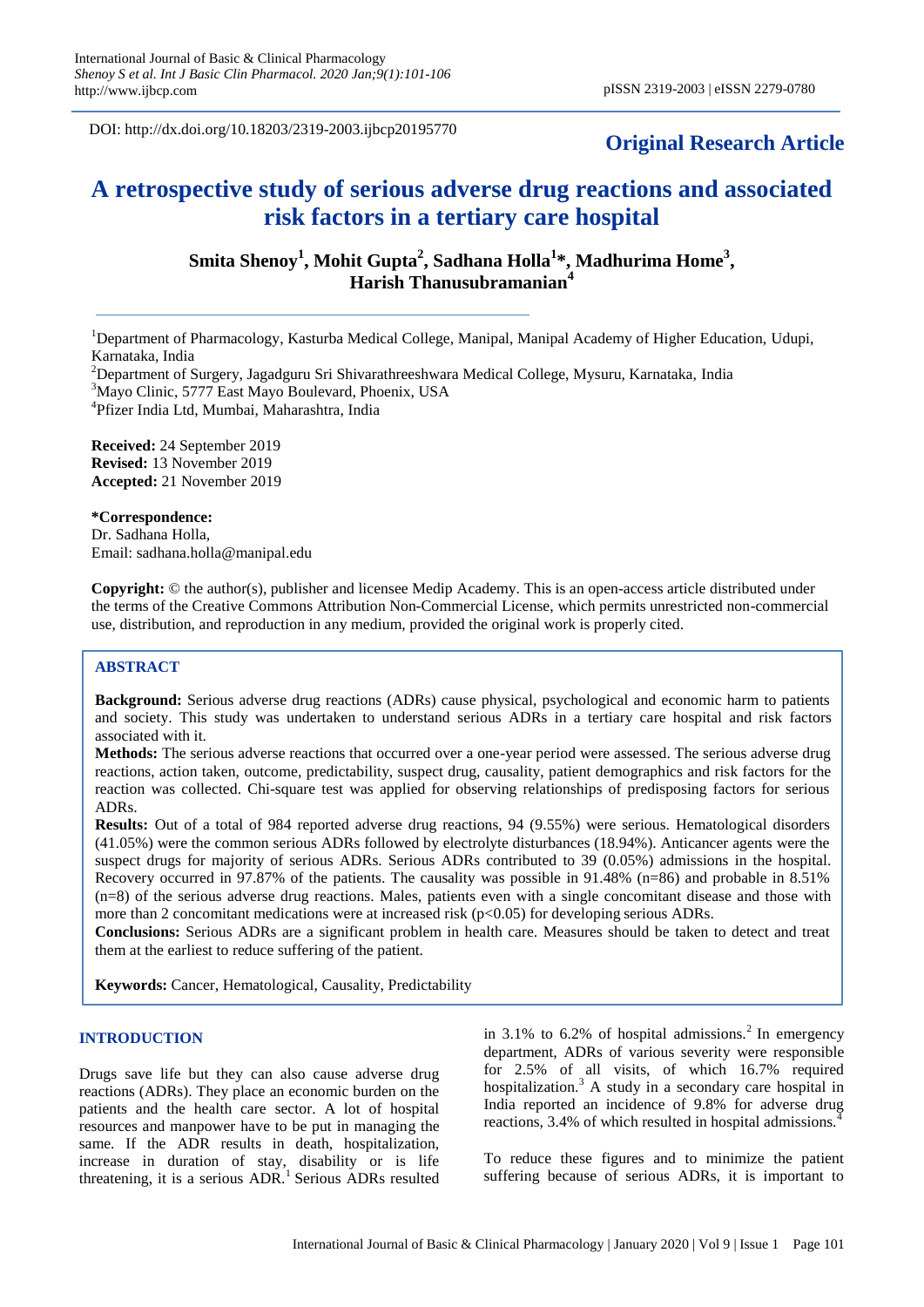DOI: http://dx.doi.org/10.18203/2319-2003.ijbcp20195770

**Original Research Article**

# A retrospective study of serious adverse drug reactions and associated risk factors in a tertiary care hospital

**Smita Shenoy[1], Mohit Gupta[2], Sadhana Holla[1]*, Madhurima Home[3], Harish Thanusubramanian[4]**

[1]Department of Pharmacology, Kasturba Medical College, Manipal, Manipal Academy of Higher Education, Udupi, Karnataka, India

[2]Department of Surgery, Jagadguru Sri Shivarathreeshwara Medical College, Mysuru, Karnataka, India

[3]Mayo Clinic, 5777 East Mayo Boulevard, Phoenix, USA

[4]Pfizer India Ltd, Mumbai, Maharashtra, India

**Received:** 24 September 2019
**Revised:** 13 November 2019
**Accepted:** 21 November 2019

***Correspondence:**
Dr. Sadhana Holla,
Email: sadhana.holla@manipal.edu

**Copyright:** © the author(s), publisher and licensee Medip Academy. This is an open-access article distributed under the terms of the Creative Commons Attribution Non-Commercial License, which permits unrestricted non-commercial use, distribution, and reproduction in any medium, provided the original work is properly cited.

## ABSTRACT

**Background:** Serious adverse drug reactions (ADRs) cause physical, psychological and economic harm to patients and society. This study was undertaken to understand serious ADRs in a tertiary care hospital and risk factors associated with it.

**Methods:** The serious adverse reactions that occurred over a one-year period were assessed. The serious adverse drug reactions, action taken, outcome, predictability, suspect drug, causality, patient demographics and risk factors for the reaction was collected. Chi-square test was applied for observing relationships of predisposing factors for serious ADRs.

**Results:** Out of a total of 984 reported adverse drug reactions, 94 (9.55%) were serious. Hematological disorders (41.05%) were the common serious ADRs followed by electrolyte disturbances (18.94%). Anticancer agents were the suspect drugs for majority of serious ADRs. Serious ADRs contributed to 39 (0.05%) admissions in the hospital. Recovery occurred in 97.87% of the patients. The causality was possible in 91.48% (n=86) and probable in 8.51% (n=8) of the serious adverse drug reactions. Males, patients even with a single concomitant disease and those with more than 2 concomitant medications were at increased risk ($p<0.05$) for developing serious ADRs.

**Conclusions:** Serious ADRs are a significant problem in health care. Measures should be taken to detect and treat them at the earliest to reduce suffering of the patient.

**Keywords:** Cancer, Hematological, Causality, Predictability

## INTRODUCTION

Drugs save life but they can also cause adverse drug reactions (ADRs). They place an economic burden on the patients and the health care sector. A lot of hospital resources and manpower have to be put in managing the same. If the ADR results in death, hospitalization, increase in duration of stay, disability or is life threatening, it is a serious ADR.[1] Serious ADRs resulted in 3.1% to 6.2% of hospital admissions.[2] In emergency department, ADRs of various severity were responsible for 2.5% of all visits, of which 16.7% required hospitalization.[3] A study in a secondary care hospital in India reported an incidence of 9.8% for adverse drug reactions, 3.4% of which resulted in hospital admissions.[4]

To reduce these figures and to minimize the patient suffering because of serious ADRs, it is important to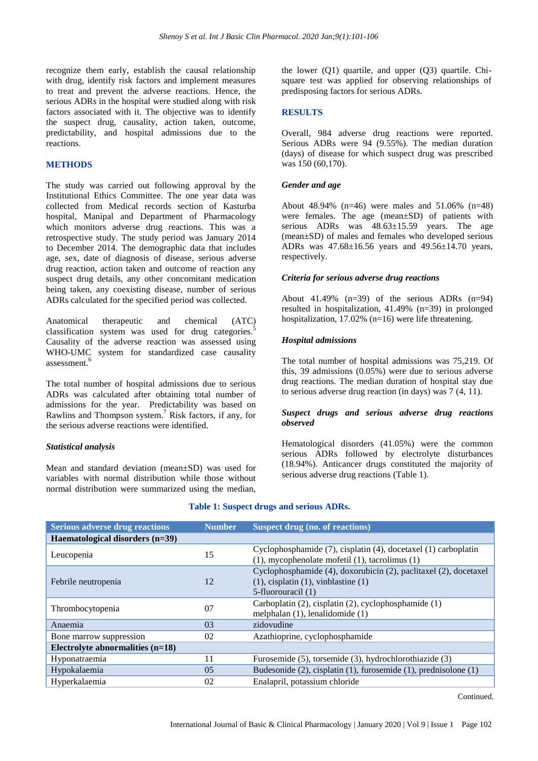recognize them early, establish the causal relationship with drug, identify risk factors and implement measures to treat and prevent the adverse reactions. Hence, the serious ADRs in the hospital were studied along with risk factors associated with it. The objective was to identify the suspect drug, causality, action taken, outcome, predictability, and hospital admissions due to the reactions.

## METHODS

The study was carried out following approval by the Institutional Ethics Committee. The one year data was collected from Medical records section of Kasturba hospital, Manipal and Department of Pharmacology which monitors adverse drug reactions. This was a retrospective study. The study period was January 2014 to December 2014. The demographic data that includes age, sex, date of diagnosis of disease, serious adverse drug reaction, action taken and outcome of reaction any suspect drug details, any other concomitant medication being taken, any coexisting disease, number of serious ADRs calculated for the specified period was collected.

Anatomical therapeutic and chemical (ATC) classification system was used for drug categories.[5] Causality of the adverse reaction was assessed using WHO-UMC system for standardized case causality assessment.[6]

The total number of hospital admissions due to serious ADRs was calculated after obtaining total number of admissions for the year. Predictability was based on Rawlins and Thompson system.[7] Risk factors, if any, for the serious adverse reactions were identified.

### *Statistical analysis*

Mean and standard deviation (mean±SD) was used for variables with normal distribution while those without normal distribution were summarized using the median, the lower (Q1) quartile, and upper (Q3) quartile. Chi-square test was applied for observing relationships of predisposing factors for serious ADRs.

## RESULTS

Overall, 984 adverse drug reactions were reported. Serious ADRs were 94 (9.55%). The median duration (days) of disease for which suspect drug was prescribed was 150 (60,170).

### *Gender and age*

About 48.94% (n=46) were males and 51.06% (n=48) were females. The age (mean±SD) of patients with serious ADRs was 48.63±15.59 years. The age (mean±SD) of males and females who developed serious ADRs was 47.68±16.56 years and 49.56±14.70 years, respectively.

### *Criteria for serious adverse drug reactions*

About 41.49% (n=39) of the serious ADRs (n=94) resulted in hospitalization, 41.49% (n=39) in prolonged hospitalization, 17.02% (n=16) were life threatening.

### *Hospital admissions*

The total number of hospital admissions was 75,219. Of this, 39 admissions (0.05%) were due to serious adverse drug reactions. The median duration of hospital stay due to serious adverse drug reaction (in days) was 7 (4, 11).

### *Suspect drugs and serious adverse drug reactions observed*

Hematological disorders (41.05%) were the common serious ADRs followed by electrolyte disturbances (18.94%). Anticancer drugs constituted the majority of serious adverse drug reactions (Table 1).

**Table 1: Suspect drugs and serious ADRs.**

| Serious adverse drug reactions | Number | Suspect drug (no. of reactions) |
|---|---|---|
| **Haematological disorders (n=39)** | | |
| Leucopenia | 15 | Cyclophosphamide (7), cisplatin (4), docetaxel (1) carboplatin (1), mycophenolate mofetil (1), tacrolimus (1) |
| Febrile neutropenia | 12 | Cyclophosphamide (4), doxorubicin (2), paclitaxel (2), docetaxel (1), cisplatin (1), vinblastine (1) 5-fluorouracil (1) |
| Thrombocytopenia | 07 | Carboplatin (2), cisplatin (2), cyclophosphamide (1) melphalan (1), lenalidomide (1) |
| Anaemia | 03 | zidovudine |
| Bone marrow suppression | 02 | Azathioprine, cyclophosphamide |
| **Electrolyte abnormalities (n=18)** | | |
| Hyponatraemia | 11 | Furosemide (5), torsemide (3), hydrochlorothiazide (3) |
| Hypokalaemia | 05 | Budesonide (2), cisplatin (1), furosemide (1), prednisolone (1) |
| Hyperkalaemia | 02 | Enalapril, potassium chloride |

Continued.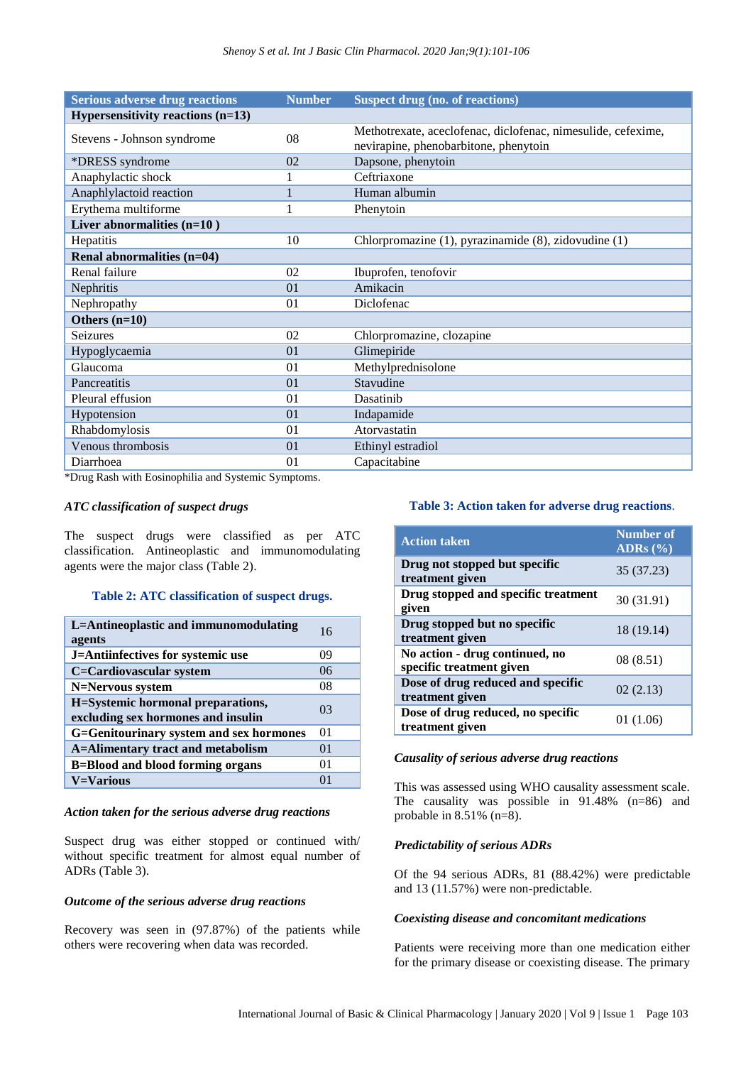| Serious adverse drug reactions | Number | Suspect drug (no. of reactions) |
|---|---|---|
| **Hypersensitivity reactions (n=13)** | | |
| Stevens - Johnson syndrome | 08 | Methotrexate, aceclofenac, diclofenac, nimesulide, cefexime, nevirapine, phenobarbitone, phenytoin |
| *DRESS syndrome | 02 | Dapsone, phenytoin |
| Anaphylactic shock | 1 | Ceftriaxone |
| Anaphlylactoid reaction | 1 | Human albumin |
| Erythema multiforme | 1 | Phenytoin |
| **Liver abnormalities (n=10 )** | | |
| Hepatitis | 10 | Chlorpromazine (1), pyrazinamide (8), zidovudine (1) |
| **Renal abnormalities (n=04)** | | |
| Renal failure | 02 | Ibuprofen, tenofovir |
| Nephritis | 01 | Amikacin |
| Nephropathy | 01 | Diclofenac |
| **Others (n=10)** | | |
| Seizures | 02 | Chlorpromazine, clozapine |
| Hypoglycaemia | 01 | Glimepiride |
| Glaucoma | 01 | Methylprednisolone |
| Pancreatitis | 01 | Stavudine |
| Pleural effusion | 01 | Dasatinib |
| Hypotension | 01 | Indapamide |
| Rhabdomylosis | 01 | Atorvastatin |
| Venous thrombosis | 01 | Ethinyl estradiol |
| Diarrhoea | 01 | Capacitabine |

*Drug Rash with Eosinophilia and Systemic Symptoms.

### *ATC classification of suspect drugs*

The suspect drugs were classified as per ATC classification. Antineoplastic and immunomodulating agents were the major class (Table 2).

**Table 2: ATC classification of suspect drugs.**

| Class | Number |
|---|---|
| **L=Antineoplastic and immunomodulating agents** | 16 |
| **J=Antiinfectives for systemic use** | 09 |
| **C=Cardiovascular system** | 06 |
| **N=Nervous system** | 08 |
| **H=Systemic hormonal preparations, excluding sex hormones and insulin** | 03 |
| **G=Genitourinary system and sex hormones** | 01 |
| **A=Alimentary tract and metabolism** | 01 |
| **B=Blood and blood forming organs** | 01 |
| **V=Various** | 01 |

### *Action taken for the serious adverse drug reactions*

Suspect drug was either stopped or continued with/ without specific treatment for almost equal number of ADRs (Table 3).

### *Outcome of the serious adverse drug reactions*

Recovery was seen in (97.87%) of the patients while others were recovering when data was recorded.

**Table 3: Action taken for adverse drug reactions.**

| Action taken | Number of ADRs (%) |
|---|---|
| **Drug not stopped but specific treatment given** | 35 (37.23) |
| **Drug stopped and specific treatment given** | 30 (31.91) |
| **Drug stopped but no specific treatment given** | 18 (19.14) |
| **No action - drug continued, no specific treatment given** | 08 (8.51) |
| **Dose of drug reduced and specific treatment given** | 02 (2.13) |
| **Dose of drug reduced, no specific treatment given** | 01 (1.06) |

### *Causality of serious adverse drug reactions*

This was assessed using WHO causality assessment scale. The causality was possible in 91.48% (n=86) and probable in 8.51% (n=8).

### *Predictability of serious ADRs*

Of the 94 serious ADRs, 81 (88.42%) were predictable and 13 (11.57%) were non-predictable.

### *Coexisting disease and concomitant medications*

Patients were receiving more than one medication either for the primary disease or coexisting disease. The primary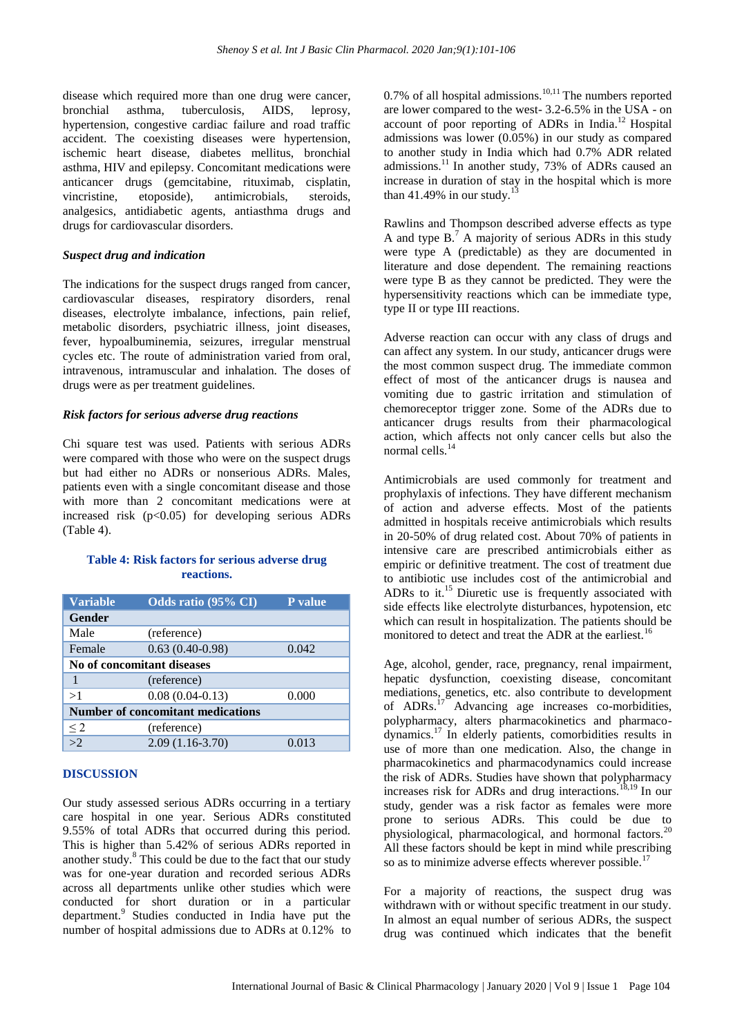disease which required more than one drug were cancer, bronchial asthma, tuberculosis, AIDS, leprosy, hypertension, congestive cardiac failure and road traffic accident. The coexisting diseases were hypertension, ischemic heart disease, diabetes mellitus, bronchial asthma, HIV and epilepsy. Concomitant medications were anticancer drugs (gemcitabine, rituximab, cisplatin, vincristine, etoposide), antimicrobials, steroids, analgesics, antidiabetic agents, antiasthma drugs and drugs for cardiovascular disorders.

### *Suspect drug and indication*

The indications for the suspect drugs ranged from cancer, cardiovascular diseases, respiratory disorders, renal diseases, electrolyte imbalance, infections, pain relief, metabolic disorders, psychiatric illness, joint diseases, fever, hypoalbuminemia, seizures, irregular menstrual cycles etc. The route of administration varied from oral, intravenous, intramuscular and inhalation. The doses of drugs were as per treatment guidelines.

### *Risk factors for serious adverse drug reactions*

Chi square test was used. Patients with serious ADRs were compared with those who were on the suspect drugs but had either no ADRs or nonserious ADRs. Males, patients even with a single concomitant disease and those with more than 2 concomitant medications were at increased risk ($p<0.05$) for developing serious ADRs (Table 4).

**Table 4: Risk factors for serious adverse drug reactions.**

| Variable | Odds ratio (95% CI) | P value |
|---|---|---|
| **Gender** | | |
| Male | (reference) | |
| Female | 0.63 (0.40-0.98) | 0.042 |
| **No of concomitant diseases** | | |
| 1 | (reference) | |
| >1 | 0.08 (0.04-0.13) | 0.000 |
| **Number of concomitant medications** | | |
| ≤2 | (reference) | |
| >2 | 2.09 (1.16-3.70) | 0.013 |

## DISCUSSION

Our study assessed serious ADRs occurring in a tertiary care hospital in one year. Serious ADRs constituted 9.55% of total ADRs that occurred during this period. This is higher than 5.42% of serious ADRs reported in another study.[8] This could be due to the fact that our study was for one-year duration and recorded serious ADRs across all departments unlike other studies which were conducted for short duration or in a particular department.[9] Studies conducted in India have put the number of hospital admissions due to ADRs at 0.12% to 0.7% of all hospital admissions.[10,11] The numbers reported are lower compared to the west- 3.2-6.5% in the USA - on account of poor reporting of ADRs in India.[12] Hospital admissions was lower (0.05%) in our study as compared to another study in India which had 0.7% ADR related admissions.[11] In another study, 73% of ADRs caused an increase in duration of stay in the hospital which is more than 41.49% in our study.[13]

Rawlins and Thompson described adverse effects as type A and type B.[7] A majority of serious ADRs in this study were type A (predictable) as they are documented in literature and dose dependent. The remaining reactions were type B as they cannot be predicted. They were the hypersensitivity reactions which can be immediate type, type II or type III reactions.

Adverse reaction can occur with any class of drugs and can affect any system. In our study, anticancer drugs were the most common suspect drug. The immediate common effect of most of the anticancer drugs is nausea and vomiting due to gastric irritation and stimulation of chemoreceptor trigger zone. Some of the ADRs due to anticancer drugs results from their pharmacological action, which affects not only cancer cells but also the normal cells.[14]

Antimicrobials are used commonly for treatment and prophylaxis of infections. They have different mechanism of action and adverse effects. Most of the patients admitted in hospitals receive antimicrobials which results in 20-50% of drug related cost. About 70% of patients in intensive care are prescribed antimicrobials either as empiric or definitive treatment. The cost of treatment due to antibiotic use includes cost of the antimicrobial and ADRs to it.[15] Diuretic use is frequently associated with side effects like electrolyte disturbances, hypotension, etc which can result in hospitalization. The patients should be monitored to detect and treat the ADR at the earliest.[16]

Age, alcohol, gender, race, pregnancy, renal impairment, hepatic dysfunction, coexisting disease, concomitant mediations, genetics, etc. also contribute to development of ADRs.[17] Advancing age increases co-morbidities, polypharmacy, alters pharmacokinetics and pharmacodynamics.[17] In elderly patients, comorbidities results in use of more than one medication. Also, the change in pharmacokinetics and pharmacodynamics could increase the risk of ADRs. Studies have shown that polypharmacy increases risk for ADRs and drug interactions.[18,19] In our study, gender was a risk factor as females were more prone to serious ADRs. This could be due to physiological, pharmacological, and hormonal factors.[20] All these factors should be kept in mind while prescribing so as to minimize adverse effects wherever possible.[17]

For a majority of reactions, the suspect drug was withdrawn with or without specific treatment in our study. In almost an equal number of serious ADRs, the suspect drug was continued which indicates that the benefit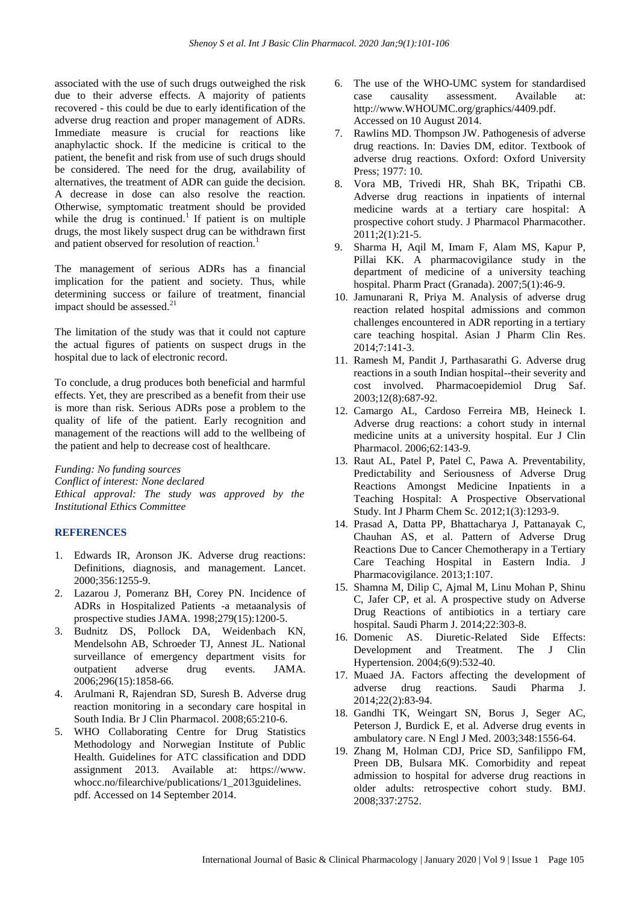associated with the use of such drugs outweighed the risk due to their adverse effects. A majority of patients recovered - this could be due to early identification of the adverse drug reaction and proper management of ADRs. Immediate measure is crucial for reactions like anaphylactic shock. If the medicine is critical to the patient, the benefit and risk from use of such drugs should be considered. The need for the drug, availability of alternatives, the treatment of ADR can guide the decision. A decrease in dose can also resolve the reaction. Otherwise, symptomatic treatment should be provided while the drug is continued.[1] If patient is on multiple drugs, the most likely suspect drug can be withdrawn first and patient observed for resolution of reaction.[1]

The management of serious ADRs has a financial implication for the patient and society. Thus, while determining success or failure of treatment, financial impact should be assessed.[21]

The limitation of the study was that it could not capture the actual figures of patients on suspect drugs in the hospital due to lack of electronic record.

To conclude, a drug produces both beneficial and harmful effects. Yet, they are prescribed as a benefit from their use is more than risk. Serious ADRs pose a problem to the quality of life of the patient. Early recognition and management of the reactions will add to the wellbeing of the patient and help to decrease cost of healthcare.

*Funding: No funding sources*
*Conflict of interest: None declared*
*Ethical approval: The study was approved by the Institutional Ethics Committee*

## REFERENCES

1. Edwards IR, Aronson JK. Adverse drug reactions: Definitions, diagnosis, and management. Lancet. 2000;356:1255-9.
2. Lazarou J, Pomeranz BH, Corey PN. Incidence of ADRs in Hospitalized Patients -a metaanalysis of prospective studies JAMA. 1998;279(15):1200-5.
3. Budnitz DS, Pollock DA, Weidenbach KN, Mendelsohn AB, Schroeder TJ, Annest JL. National surveillance of emergency department visits for outpatient adverse drug events. JAMA. 2006;296(15):1858-66.
4. Arulmani R, Rajendran SD, Suresh B. Adverse drug reaction monitoring in a secondary care hospital in South India. Br J Clin Pharmacol. 2008;65:210-6.
5. WHO Collaborating Centre for Drug Statistics Methodology and Norwegian Institute of Public Health. Guidelines for ATC classification and DDD assignment 2013. Available at: https://www.whocc.no/filearchive/publications/1_2013guidelines.pdf. Accessed on 14 September 2014.
6. The use of the WHO-UMC system for standardised case causality assessment. Available at: http://www.WHOUMC.org/graphics/4409.pdf. Accessed on 10 August 2014.
7. Rawlins MD. Thompson JW. Pathogenesis of adverse drug reactions. In: Davies DM, editor. Textbook of adverse drug reactions. Oxford: Oxford University Press; 1977: 10.
8. Vora MB, Trivedi HR, Shah BK, Tripathi CB. Adverse drug reactions in inpatients of internal medicine wards at a tertiary care hospital: A prospective cohort study. J Pharmacol Pharmacother. 2011;2(1):21-5.
9. Sharma H, Aqil M, Imam F, Alam MS, Kapur P, Pillai KK. A pharmacovigilance study in the department of medicine of a university teaching hospital. Pharm Pract (Granada). 2007;5(1):46-9.
10. Jamunarani R, Priya M. Analysis of adverse drug reaction related hospital admissions and common challenges encountered in ADR reporting in a tertiary care teaching hospital. Asian J Pharm Clin Res. 2014;7:141-3.
11. Ramesh M, Pandit J, Parthasarathi G. Adverse drug reactions in a south Indian hospital--their severity and cost involved. Pharmacoepidemiol Drug Saf. 2003;12(8):687-92.
12. Camargo AL, Cardoso Ferreira MB, Heineck I. Adverse drug reactions: a cohort study in internal medicine units at a university hospital. Eur J Clin Pharmacol. 2006;62:143-9.
13. Raut AL, Patel P, Patel C, Pawa A. Preventability, Predictability and Seriousness of Adverse Drug Reactions Amongst Medicine Inpatients in a Teaching Hospital: A Prospective Observational Study. Int J Pharm Chem Sc. 2012;1(3):1293-9.
14. Prasad A, Datta PP, Bhattacharya J, Pattanayak C, Chauhan AS, et al. Pattern of Adverse Drug Reactions Due to Cancer Chemotherapy in a Tertiary Care Teaching Hospital in Eastern India. J Pharmacovigilance. 2013;1:107.
15. Shamna M, Dilip C, Ajmal M, Linu Mohan P, Shinu C, Jafer CP, et al. A prospective study on Adverse Drug Reactions of antibiotics in a tertiary care hospital. Saudi Pharm J. 2014;22:303-8.
16. Domenic AS. Diuretic-Related Side Effects: Development and Treatment. The J Clin Hypertension. 2004;6(9):532-40.
17. Muaed JA. Factors affecting the development of adverse drug reactions. Saudi Pharma J. 2014;22(2):83-94.
18. Gandhi TK, Weingart SN, Borus J, Seger AC, Peterson J, Burdick E, et al. Adverse drug events in ambulatory care. N Engl J Med. 2003;348:1556-64.
19. Zhang M, Holman CDJ, Price SD, Sanfilippo FM, Preen DB, Bulsara MK. Comorbidity and repeat admission to hospital for adverse drug reactions in older adults: retrospective cohort study. BMJ. 2008;337:2752.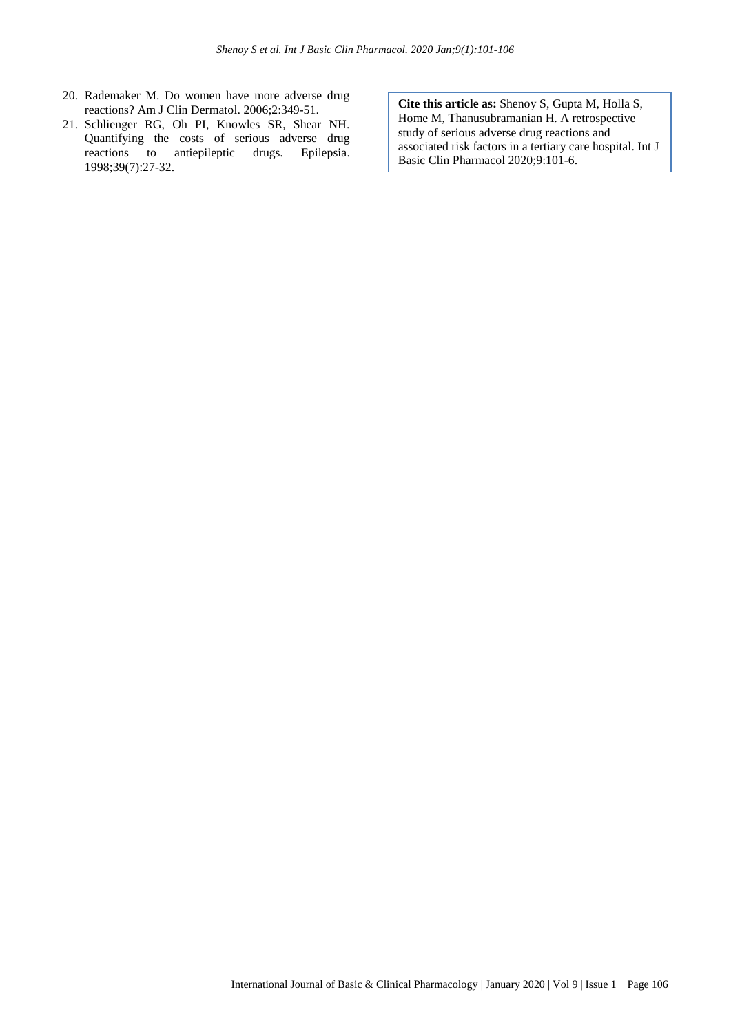20. Rademaker M. Do women have more adverse drug reactions? Am J Clin Dermatol. 2006;2:349-51.
21. Schlienger RG, Oh PI, Knowles SR, Shear NH. Quantifying the costs of serious adverse drug reactions to antiepileptic drugs. Epilepsia. 1998;39(7):27-32.

**Cite this article as:** Shenoy S, Gupta M, Holla S, Home M, Thanusubramanian H. A retrospective study of serious adverse drug reactions and associated risk factors in a tertiary care hospital. Int J Basic Clin Pharmacol 2020;9:101-6.